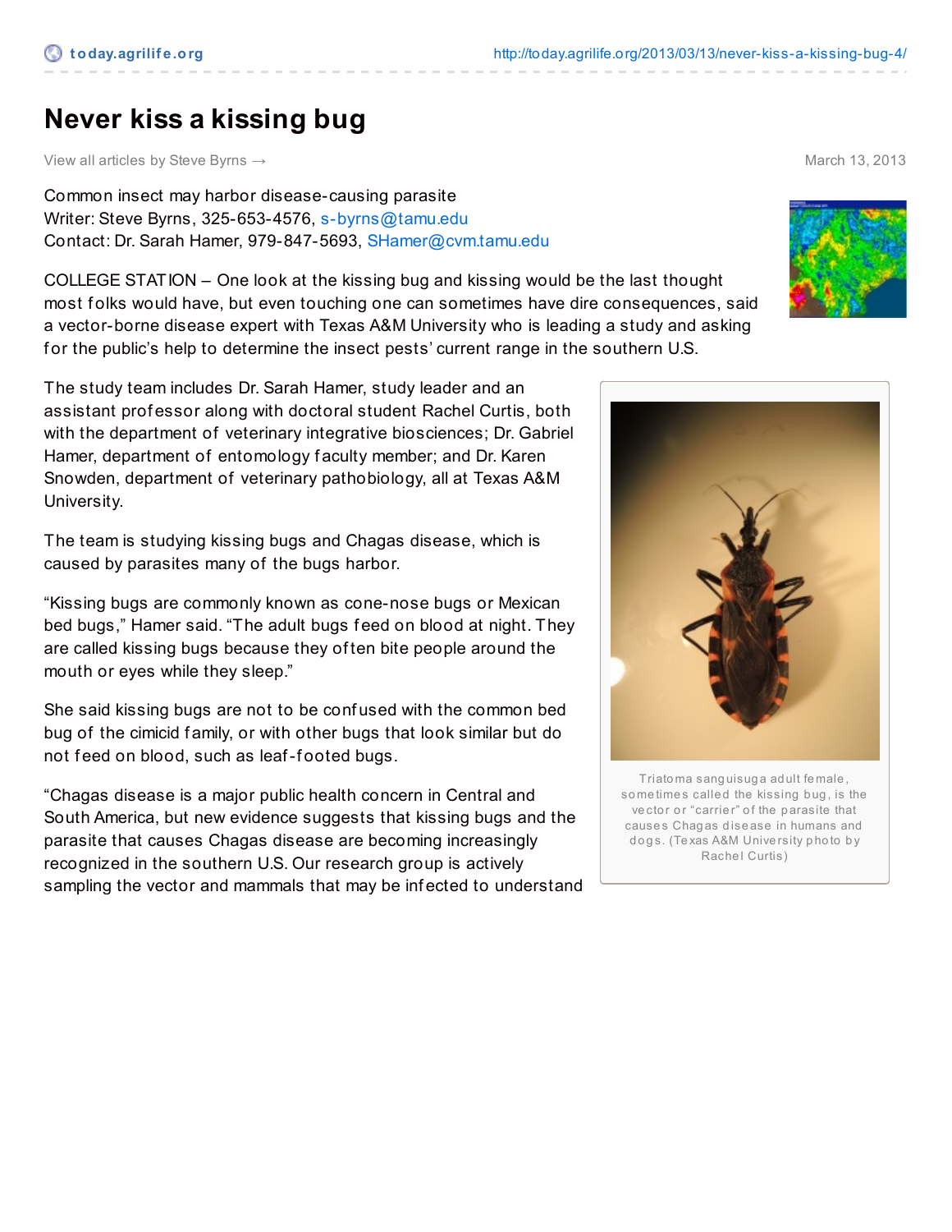# Never kiss a kissing bug

View all articles by Steve Byrns →

March 13, 2013

Common insect may harbor disease-causing parasite
Writer: Steve Byrns, 325-653-4576, s-byrns@tamu.edu
Contact: Dr. Sarah Hamer, 979-847-5693, SHamer@cvm.tamu.edu

COLLEGE STATION – One look at the kissing bug and kissing would be the last thought most folks would have, but even touching one can sometimes have dire consequences, said a vector-borne disease expert with Texas A&M University who is leading a study and asking for the public's help to determine the insect pests' current range in the southern U.S.

The study team includes Dr. Sarah Hamer, study leader and an assistant professor along with doctoral student Rachel Curtis, both with the department of veterinary integrative biosciences; Dr. Gabriel Hamer, department of entomology faculty member; and Dr. Karen Snowden, department of veterinary pathobiology, all at Texas A&M University.

The team is studying kissing bugs and Chagas disease, which is caused by parasites many of the bugs harbor.

"Kissing bugs are commonly known as cone-nose bugs or Mexican bed bugs," Hamer said. "The adult bugs feed on blood at night. They are called kissing bugs because they often bite people around the mouth or eyes while they sleep."

She said kissing bugs are not to be confused with the common bed bug of the cimicid family, or with other bugs that look similar but do not feed on blood, such as leaf-footed bugs.

Triatoma sanguisuga adult female, sometimes called the kissing bug, is the vector or "carrier" of the parasite that causes Chagas disease in humans and dogs. (Texas A&M University photo by Rachel Curtis)

"Chagas disease is a major public health concern in Central and South America, but new evidence suggests that kissing bugs and the parasite that causes Chagas disease are becoming increasingly recognized in the southern U.S. Our research group is actively sampling the vector and mammals that may be infected to understand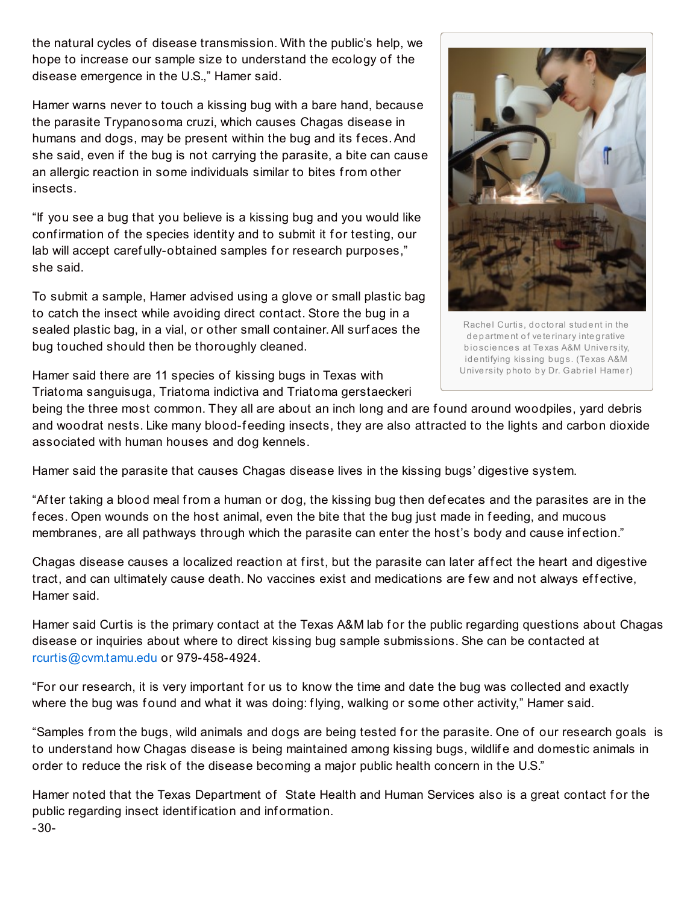the natural cycles of disease transmission. With the public's help, we hope to increase our sample size to understand the ecology of the disease emergence in the U.S.," Hamer said.

Hamer warns never to touch a kissing bug with a bare hand, because the parasite Trypanosoma cruzi, which causes Chagas disease in humans and dogs, may be present within the bug and its feces. And she said, even if the bug is not carrying the parasite, a bite can cause an allergic reaction in some individuals similar to bites from other insects.

"If you see a bug that you believe is a kissing bug and you would like confirmation of the species identity and to submit it for testing, our lab will accept carefully-obtained samples for research purposes," she said.

To submit a sample, Hamer advised using a glove or small plastic bag to catch the insect while avoiding direct contact. Store the bug in a sealed plastic bag, in a vial, or other small container. All surfaces the bug touched should then be thoroughly cleaned.

Rachel Curtis, doctoral student in the department of veterinary integrative biosciences at Texas A&M University, identifying kissing bugs. (Texas A&M University photo by Dr. Gabriel Hamer)

Hamer said there are 11 species of kissing bugs in Texas with Triatoma sanguisuga, Triatoma indictiva and Triatoma gerstaeckeri being the three most common. They all are about an inch long and are found around woodpiles, yard debris and woodrat nests. Like many blood-feeding insects, they are also attracted to the lights and carbon dioxide associated with human houses and dog kennels.

Hamer said the parasite that causes Chagas disease lives in the kissing bugs' digestive system.

"After taking a blood meal from a human or dog, the kissing bug then defecates and the parasites are in the feces. Open wounds on the host animal, even the bite that the bug just made in feeding, and mucous membranes, are all pathways through which the parasite can enter the host's body and cause infection."

Chagas disease causes a localized reaction at first, but the parasite can later affect the heart and digestive tract, and can ultimately cause death. No vaccines exist and medications are few and not always effective, Hamer said.

Hamer said Curtis is the primary contact at the Texas A&M lab for the public regarding questions about Chagas disease or inquiries about where to direct kissing bug sample submissions. She can be contacted at rcurtis@cvm.tamu.edu or 979-458-4924.

"For our research, it is very important for us to know the time and date the bug was collected and exactly where the bug was found and what it was doing: flying, walking or some other activity," Hamer said.

"Samples from the bugs, wild animals and dogs are being tested for the parasite. One of our research goals is to understand how Chagas disease is being maintained among kissing bugs, wildlife and domestic animals in order to reduce the risk of the disease becoming a major public health concern in the U.S."

Hamer noted that the Texas Department of State Health and Human Services also is a great contact for the public regarding insect identification and information.

-30-